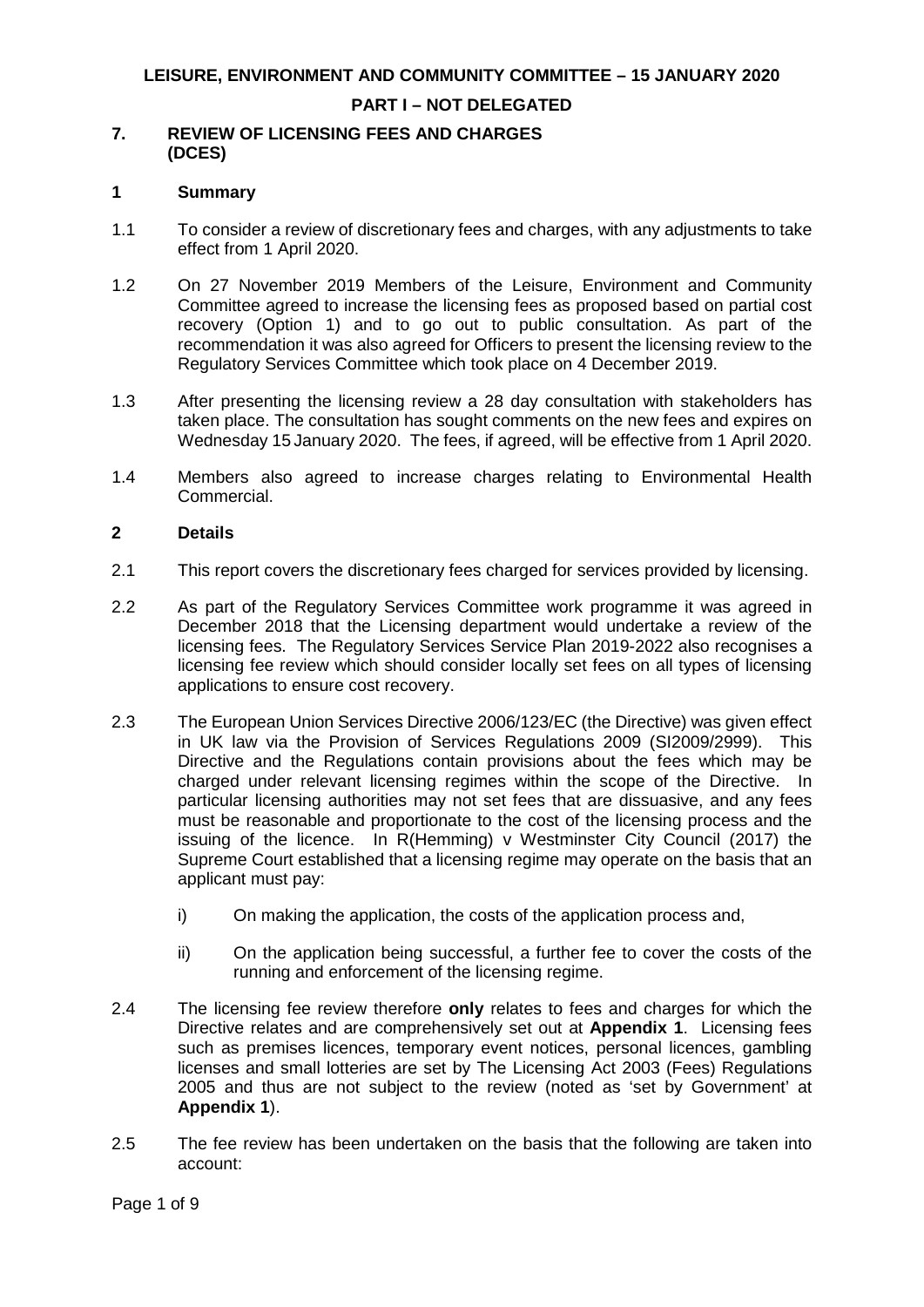**LEISURE, ENVIRONMENT AND COMMUNITY COMMITTEE – 15 JANUARY 2020**

**PART I – NOT DELEGATED**

## 7. REVIEW OF LICENSING FEES AND CHARGES (DCES)

### 1 Summary

1.1 To consider a review of discretionary fees and charges, with any adjustments to take effect from 1 April 2020.

1.2 On 27 November 2019 Members of the Leisure, Environment and Community Committee agreed to increase the licensing fees as proposed based on partial cost recovery (Option 1) and to go out to public consultation. As part of the recommendation it was also agreed for Officers to present the licensing review to the Regulatory Services Committee which took place on 4 December 2019.

1.3 After presenting the licensing review a 28 day consultation with stakeholders has taken place. The consultation has sought comments on the new fees and expires on Wednesday 15 January 2020. The fees, if agreed, will be effective from 1 April 2020.

1.4 Members also agreed to increase charges relating to Environmental Health Commercial.

### 2 Details

2.1 This report covers the discretionary fees charged for services provided by licensing.

2.2 As part of the Regulatory Services Committee work programme it was agreed in December 2018 that the Licensing department would undertake a review of the licensing fees. The Regulatory Services Service Plan 2019-2022 also recognises a licensing fee review which should consider locally set fees on all types of licensing applications to ensure cost recovery.

2.3 The European Union Services Directive 2006/123/EC (the Directive) was given effect in UK law via the Provision of Services Regulations 2009 (SI2009/2999). This Directive and the Regulations contain provisions about the fees which may be charged under relevant licensing regimes within the scope of the Directive. In particular licensing authorities may not set fees that are dissuasive, and any fees must be reasonable and proportionate to the cost of the licensing process and the issuing of the licence. In R(Hemming) v Westminster City Council (2017) the Supreme Court established that a licensing regime may operate on the basis that an applicant must pay:

i) On making the application, the costs of the application process and,

ii) On the application being successful, a further fee to cover the costs of the running and enforcement of the licensing regime.

2.4 The licensing fee review therefore **only** relates to fees and charges for which the Directive relates and are comprehensively set out at **Appendix 1**. Licensing fees such as premises licences, temporary event notices, personal licences, gambling licenses and small lotteries are set by The Licensing Act 2003 (Fees) Regulations 2005 and thus are not subject to the review (noted as 'set by Government' at **Appendix 1**).

2.5 The fee review has been undertaken on the basis that the following are taken into account: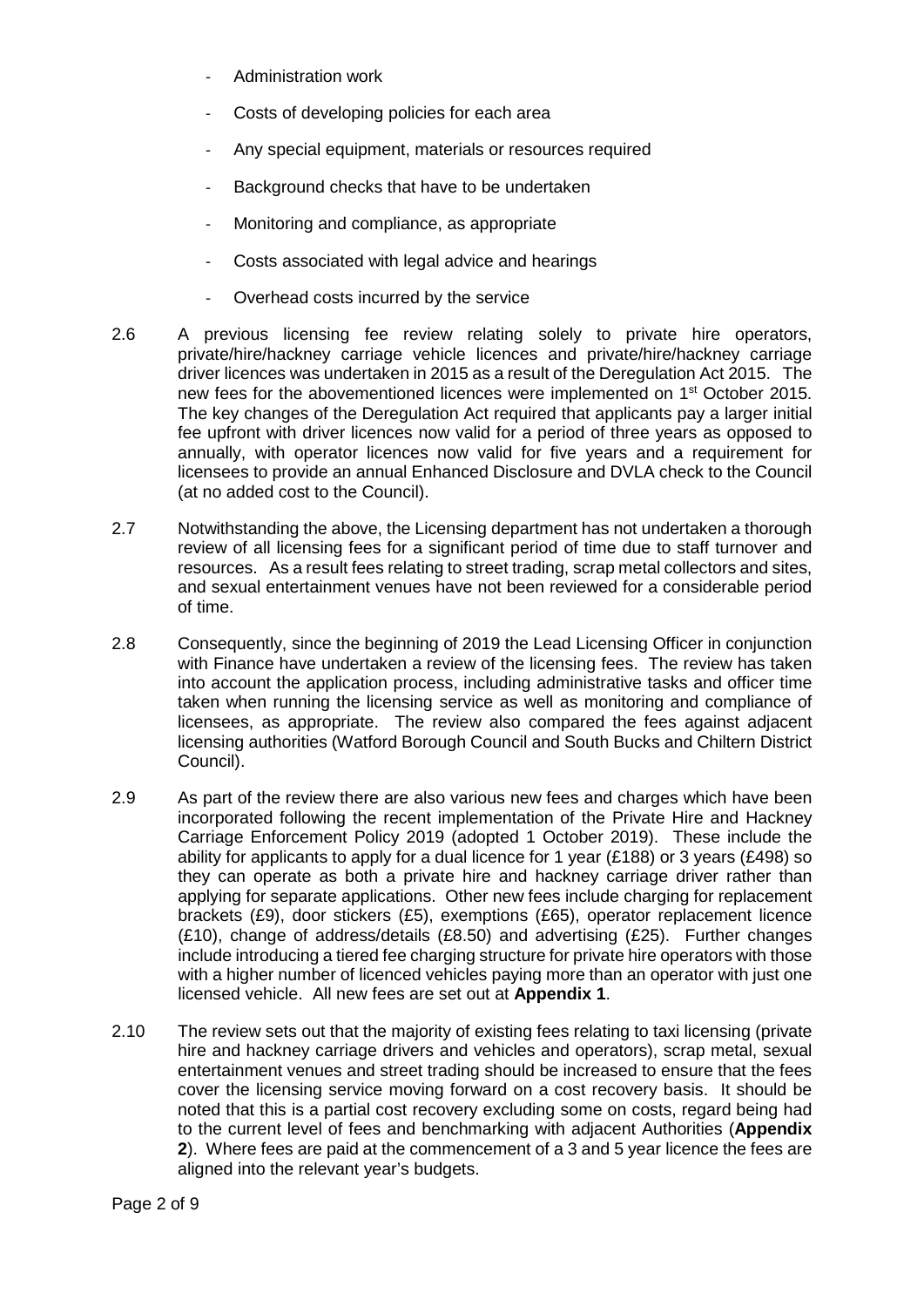- Administration work
- Costs of developing policies for each area
- Any special equipment, materials or resources required
- Background checks that have to be undertaken
- Monitoring and compliance, as appropriate
- Costs associated with legal advice and hearings
- Overhead costs incurred by the service

2.6 A previous licensing fee review relating solely to private hire operators, private/hire/hackney carriage vehicle licences and private/hire/hackney carriage driver licences was undertaken in 2015 as a result of the Deregulation Act 2015. The new fees for the abovementioned licences were implemented on 1st October 2015. The key changes of the Deregulation Act required that applicants pay a larger initial fee upfront with driver licences now valid for a period of three years as opposed to annually, with operator licences now valid for five years and a requirement for licensees to provide an annual Enhanced Disclosure and DVLA check to the Council (at no added cost to the Council).

2.7 Notwithstanding the above, the Licensing department has not undertaken a thorough review of all licensing fees for a significant period of time due to staff turnover and resources. As a result fees relating to street trading, scrap metal collectors and sites, and sexual entertainment venues have not been reviewed for a considerable period of time.

2.8 Consequently, since the beginning of 2019 the Lead Licensing Officer in conjunction with Finance have undertaken a review of the licensing fees. The review has taken into account the application process, including administrative tasks and officer time taken when running the licensing service as well as monitoring and compliance of licensees, as appropriate. The review also compared the fees against adjacent licensing authorities (Watford Borough Council and South Bucks and Chiltern District Council).

2.9 As part of the review there are also various new fees and charges which have been incorporated following the recent implementation of the Private Hire and Hackney Carriage Enforcement Policy 2019 (adopted 1 October 2019). These include the ability for applicants to apply for a dual licence for 1 year (£188) or 3 years (£498) so they can operate as both a private hire and hackney carriage driver rather than applying for separate applications. Other new fees include charging for replacement brackets (£9), door stickers (£5), exemptions (£65), operator replacement licence (£10), change of address/details (£8.50) and advertising (£25). Further changes include introducing a tiered fee charging structure for private hire operators with those with a higher number of licenced vehicles paying more than an operator with just one licensed vehicle. All new fees are set out at **Appendix 1**.

2.10 The review sets out that the majority of existing fees relating to taxi licensing (private hire and hackney carriage drivers and vehicles and operators), scrap metal, sexual entertainment venues and street trading should be increased to ensure that the fees cover the licensing service moving forward on a cost recovery basis. It should be noted that this is a partial cost recovery excluding some on costs, regard being had to the current level of fees and benchmarking with adjacent Authorities (**Appendix 2**). Where fees are paid at the commencement of a 3 and 5 year licence the fees are aligned into the relevant year's budgets.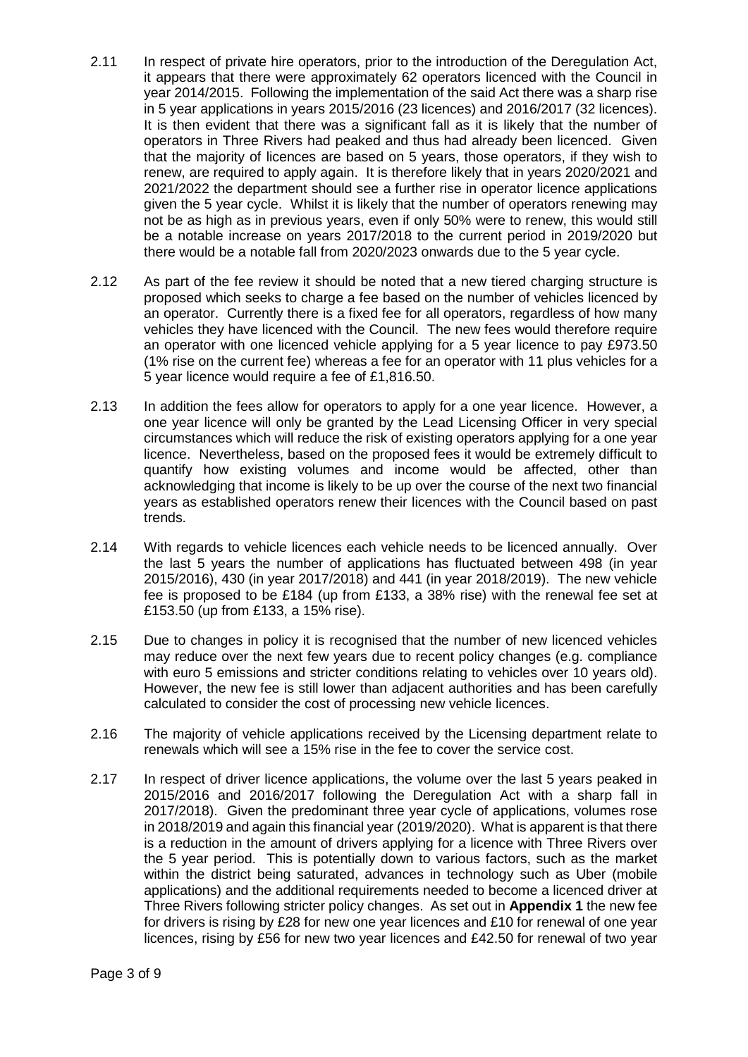2.11 In respect of private hire operators, prior to the introduction of the Deregulation Act, it appears that there were approximately 62 operators licenced with the Council in year 2014/2015. Following the implementation of the said Act there was a sharp rise in 5 year applications in years 2015/2016 (23 licences) and 2016/2017 (32 licences). It is then evident that there was a significant fall as it is likely that the number of operators in Three Rivers had peaked and thus had already been licenced. Given that the majority of licences are based on 5 years, those operators, if they wish to renew, are required to apply again. It is therefore likely that in years 2020/2021 and 2021/2022 the department should see a further rise in operator licence applications given the 5 year cycle. Whilst it is likely that the number of operators renewing may not be as high as in previous years, even if only 50% were to renew, this would still be a notable increase on years 2017/2018 to the current period in 2019/2020 but there would be a notable fall from 2020/2023 onwards due to the 5 year cycle.

2.12 As part of the fee review it should be noted that a new tiered charging structure is proposed which seeks to charge a fee based on the number of vehicles licenced by an operator. Currently there is a fixed fee for all operators, regardless of how many vehicles they have licenced with the Council. The new fees would therefore require an operator with one licenced vehicle applying for a 5 year licence to pay £973.50 (1% rise on the current fee) whereas a fee for an operator with 11 plus vehicles for a 5 year licence would require a fee of £1,816.50.

2.13 In addition the fees allow for operators to apply for a one year licence. However, a one year licence will only be granted by the Lead Licensing Officer in very special circumstances which will reduce the risk of existing operators applying for a one year licence. Nevertheless, based on the proposed fees it would be extremely difficult to quantify how existing volumes and income would be affected, other than acknowledging that income is likely to be up over the course of the next two financial years as established operators renew their licences with the Council based on past trends.

2.14 With regards to vehicle licences each vehicle needs to be licenced annually. Over the last 5 years the number of applications has fluctuated between 498 (in year 2015/2016), 430 (in year 2017/2018) and 441 (in year 2018/2019). The new vehicle fee is proposed to be £184 (up from £133, a 38% rise) with the renewal fee set at £153.50 (up from £133, a 15% rise).

2.15 Due to changes in policy it is recognised that the number of new licenced vehicles may reduce over the next few years due to recent policy changes (e.g. compliance with euro 5 emissions and stricter conditions relating to vehicles over 10 years old). However, the new fee is still lower than adjacent authorities and has been carefully calculated to consider the cost of processing new vehicle licences.

2.16 The majority of vehicle applications received by the Licensing department relate to renewals which will see a 15% rise in the fee to cover the service cost.

2.17 In respect of driver licence applications, the volume over the last 5 years peaked in 2015/2016 and 2016/2017 following the Deregulation Act with a sharp fall in 2017/2018). Given the predominant three year cycle of applications, volumes rose in 2018/2019 and again this financial year (2019/2020). What is apparent is that there is a reduction in the amount of drivers applying for a licence with Three Rivers over the 5 year period. This is potentially down to various factors, such as the market within the district being saturated, advances in technology such as Uber (mobile applications) and the additional requirements needed to become a licenced driver at Three Rivers following stricter policy changes. As set out in **Appendix 1** the new fee for drivers is rising by £28 for new one year licences and £10 for renewal of one year licences, rising by £56 for new two year licences and £42.50 for renewal of two year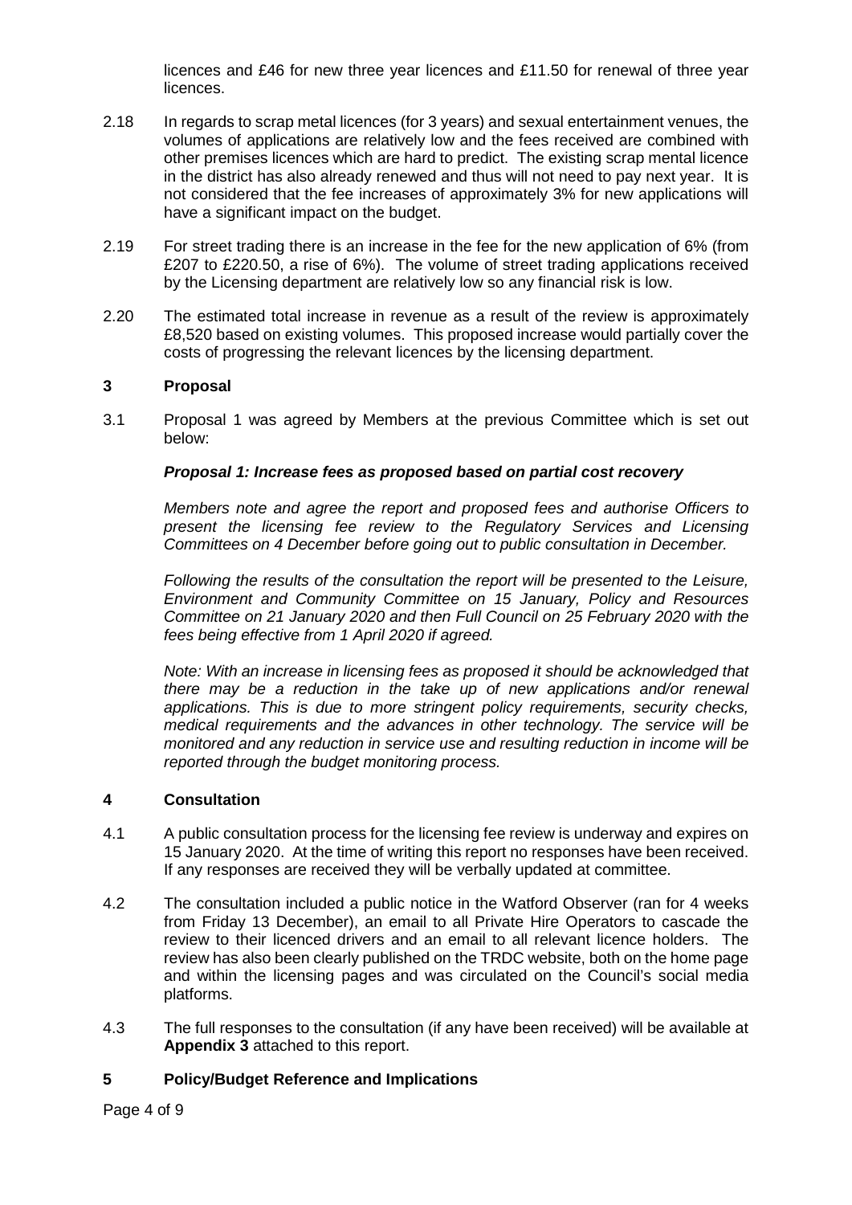licences and £46 for new three year licences and £11.50 for renewal of three year licences.

2.18 In regards to scrap metal licences (for 3 years) and sexual entertainment venues, the volumes of applications are relatively low and the fees received are combined with other premises licences which are hard to predict. The existing scrap mental licence in the district has also already renewed and thus will not need to pay next year. It is not considered that the fee increases of approximately 3% for new applications will have a significant impact on the budget.

2.19 For street trading there is an increase in the fee for the new application of 6% (from £207 to £220.50, a rise of 6%). The volume of street trading applications received by the Licensing department are relatively low so any financial risk is low.

2.20 The estimated total increase in revenue as a result of the review is approximately £8,520 based on existing volumes. This proposed increase would partially cover the costs of progressing the relevant licences by the licensing department.

## 3 Proposal

3.1 Proposal 1 was agreed by Members at the previous Committee which is set out below:

***Proposal 1: Increase fees as proposed based on partial cost recovery***

*Members note and agree the report and proposed fees and authorise Officers to present the licensing fee review to the Regulatory Services and Licensing Committees on 4 December before going out to public consultation in December.*

*Following the results of the consultation the report will be presented to the Leisure, Environment and Community Committee on 15 January, Policy and Resources Committee on 21 January 2020 and then Full Council on 25 February 2020 with the fees being effective from 1 April 2020 if agreed.*

*Note: With an increase in licensing fees as proposed it should be acknowledged that there may be a reduction in the take up of new applications and/or renewal applications. This is due to more stringent policy requirements, security checks, medical requirements and the advances in other technology. The service will be monitored and any reduction in service use and resulting reduction in income will be reported through the budget monitoring process.*

## 4 Consultation

4.1 A public consultation process for the licensing fee review is underway and expires on 15 January 2020. At the time of writing this report no responses have been received. If any responses are received they will be verbally updated at committee.

4.2 The consultation included a public notice in the Watford Observer (ran for 4 weeks from Friday 13 December), an email to all Private Hire Operators to cascade the review to their licenced drivers and an email to all relevant licence holders. The review has also been clearly published on the TRDC website, both on the home page and within the licensing pages and was circulated on the Council's social media platforms.

4.3 The full responses to the consultation (if any have been received) will be available at **Appendix 3** attached to this report.

## 5 Policy/Budget Reference and Implications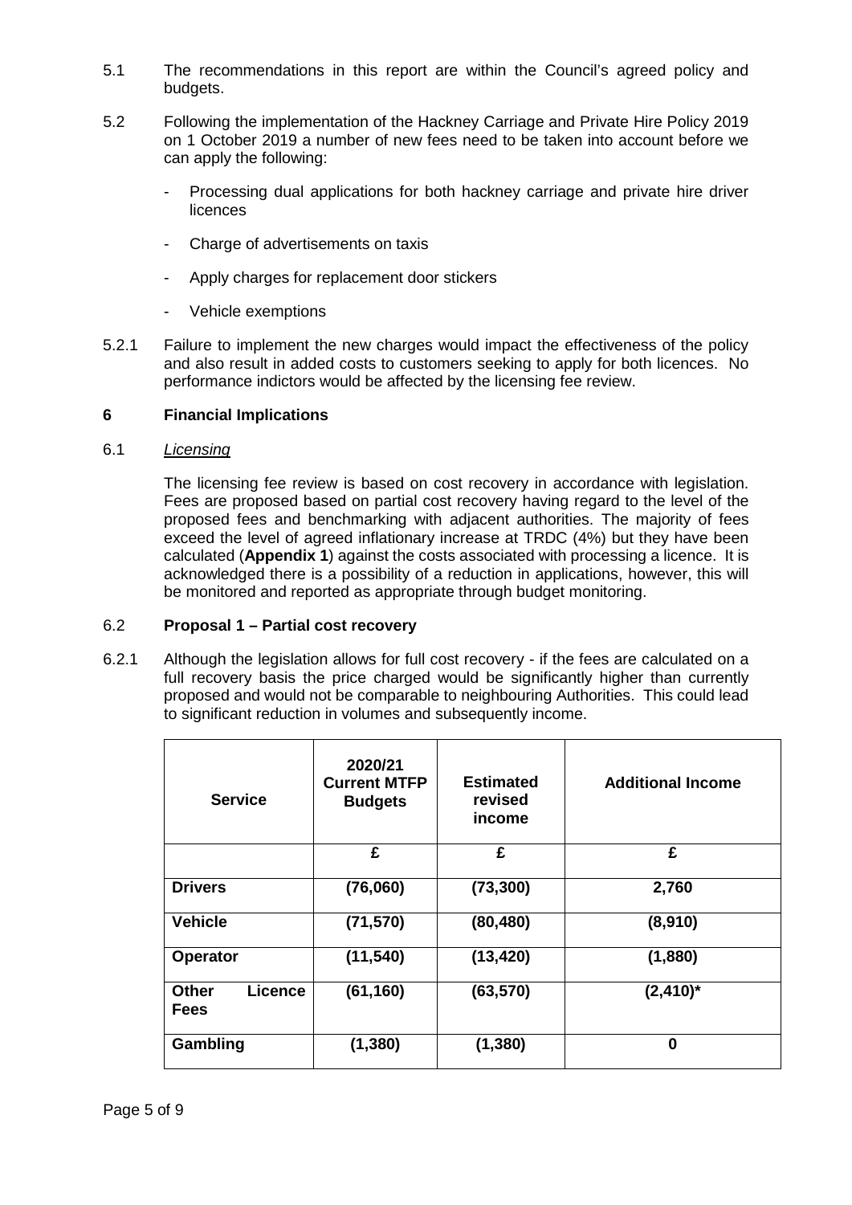5.1 The recommendations in this report are within the Council's agreed policy and budgets.

5.2 Following the implementation of the Hackney Carriage and Private Hire Policy 2019 on 1 October 2019 a number of new fees need to be taken into account before we can apply the following:

- Processing dual applications for both hackney carriage and private hire driver licences
- Charge of advertisements on taxis
- Apply charges for replacement door stickers
- Vehicle exemptions

5.2.1 Failure to implement the new charges would impact the effectiveness of the policy and also result in added costs to customers seeking to apply for both licences. No performance indictors would be affected by the licensing fee review.

## 6 Financial Implications

6.1 *Licensing*

The licensing fee review is based on cost recovery in accordance with legislation. Fees are proposed based on partial cost recovery having regard to the level of the proposed fees and benchmarking with adjacent authorities. The majority of fees exceed the level of agreed inflationary increase at TRDC (4%) but they have been calculated (**Appendix 1**) against the costs associated with processing a licence. It is acknowledged there is a possibility of a reduction in applications, however, this will be monitored and reported as appropriate through budget monitoring.

6.2 **Proposal 1 – Partial cost recovery**

6.2.1 Although the legislation allows for full cost recovery - if the fees are calculated on a full recovery basis the price charged would be significantly higher than currently proposed and would not be comparable to neighbouring Authorities. This could lead to significant reduction in volumes and subsequently income.

| Service | 2020/21 Current MTFP Budgets | Estimated revised income | Additional Income |
|---|---|---|---|
| | £ | £ | £ |
| **Drivers** | **(76,060)** | **(73,300)** | **2,760** |
| **Vehicle** | **(71,570)** | **(80,480)** | **(8,910)** |
| **Operator** | **(11,540)** | **(13,420)** | **(1,880)** |
| **Other Licence Fees** | **(61,160)** | **(63,570)** | **(2,410)*** |
| **Gambling** | **(1,380)** | **(1,380)** | **0** |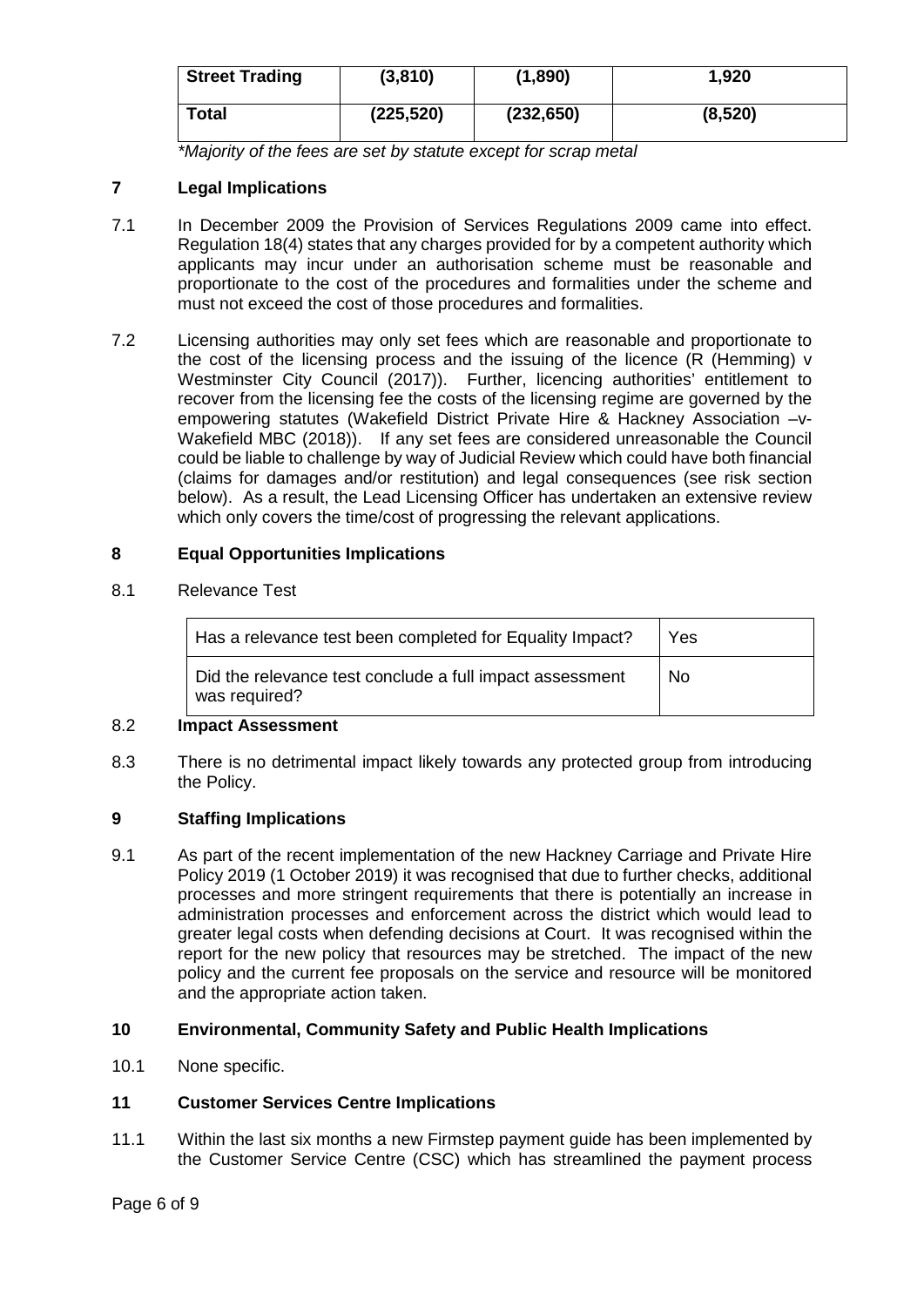| | | | |
|---|---|---|---|
| **Street Trading** | **(3,810)** | **(1,890)** | **1,920** |
| **Total** | **(225,520)** | **(232,650)** | **(8,520)** |

*\*Majority of the fees are set by statute except for scrap metal*

## 7 Legal Implications

7.1 In December 2009 the Provision of Services Regulations 2009 came into effect. Regulation 18(4) states that any charges provided for by a competent authority which applicants may incur under an authorisation scheme must be reasonable and proportionate to the cost of the procedures and formalities under the scheme and must not exceed the cost of those procedures and formalities.

7.2 Licensing authorities may only set fees which are reasonable and proportionate to the cost of the licensing process and the issuing of the licence (R (Hemming) v Westminster City Council (2017)). Further, licencing authorities' entitlement to recover from the licensing fee the costs of the licensing regime are governed by the empowering statutes (Wakefield District Private Hire & Hackney Association –v- Wakefield MBC (2018)). If any set fees are considered unreasonable the Council could be liable to challenge by way of Judicial Review which could have both financial (claims for damages and/or restitution) and legal consequences (see risk section below). As a result, the Lead Licensing Officer has undertaken an extensive review which only covers the time/cost of progressing the relevant applications.

## 8 Equal Opportunities Implications

8.1 Relevance Test

| | |
|---|---|
| Has a relevance test been completed for Equality Impact? | Yes |
| Did the relevance test conclude a full impact assessment was required? | No |

8.2 **Impact Assessment**

8.3 There is no detrimental impact likely towards any protected group from introducing the Policy.

## 9 Staffing Implications

9.1 As part of the recent implementation of the new Hackney Carriage and Private Hire Policy 2019 (1 October 2019) it was recognised that due to further checks, additional processes and more stringent requirements that there is potentially an increase in administration processes and enforcement across the district which would lead to greater legal costs when defending decisions at Court. It was recognised within the report for the new policy that resources may be stretched. The impact of the new policy and the current fee proposals on the service and resource will be monitored and the appropriate action taken.

## 10 Environmental, Community Safety and Public Health Implications

10.1 None specific.

## 11 Customer Services Centre Implications

11.1 Within the last six months a new Firmstep payment guide has been implemented by the Customer Service Centre (CSC) which has streamlined the payment process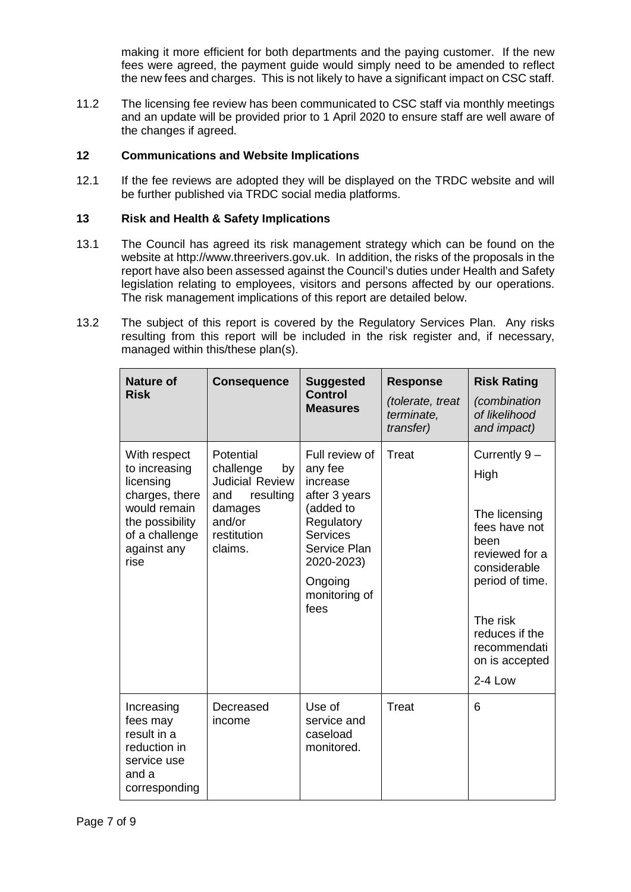making it more efficient for both departments and the paying customer. If the new fees were agreed, the payment guide would simply need to be amended to reflect the new fees and charges. This is not likely to have a significant impact on CSC staff.

11.2 The licensing fee review has been communicated to CSC staff via monthly meetings and an update will be provided prior to 1 April 2020 to ensure staff are well aware of the changes if agreed.

## 12 Communications and Website Implications

12.1 If the fee reviews are adopted they will be displayed on the TRDC website and will be further published via TRDC social media platforms.

## 13 Risk and Health & Safety Implications

13.1 The Council has agreed its risk management strategy which can be found on the website at http://www.threerivers.gov.uk. In addition, the risks of the proposals in the report have also been assessed against the Council's duties under Health and Safety legislation relating to employees, visitors and persons affected by our operations. The risk management implications of this report are detailed below.

13.2 The subject of this report is covered by the Regulatory Services Plan. Any risks resulting from this report will be included in the risk register and, if necessary, managed within this/these plan(s).

| **Nature of Risk** | **Consequence** | **Suggested Control Measures** | **Response** *(tolerate, treat terminate, transfer)* | **Risk Rating** *(combination of likelihood and impact)* |
|---|---|---|---|---|
| With respect to increasing licensing charges, there would remain the possibility of a challenge against any rise | Potential challenge by Judicial Review and resulting damages and/or restitution claims. | Full review of any fee increase after 3 years (added to Regulatory Services Service Plan 2020-2023) Ongoing monitoring of fees | Treat | Currently 9 – High The licensing fees have not been reviewed for a considerable period of time. The risk reduces if the recommendation is accepted 2-4 Low |
| Increasing fees may result in a reduction in service use and a corresponding | Decreased income | Use of service and caseload monitored. | Treat | 6 |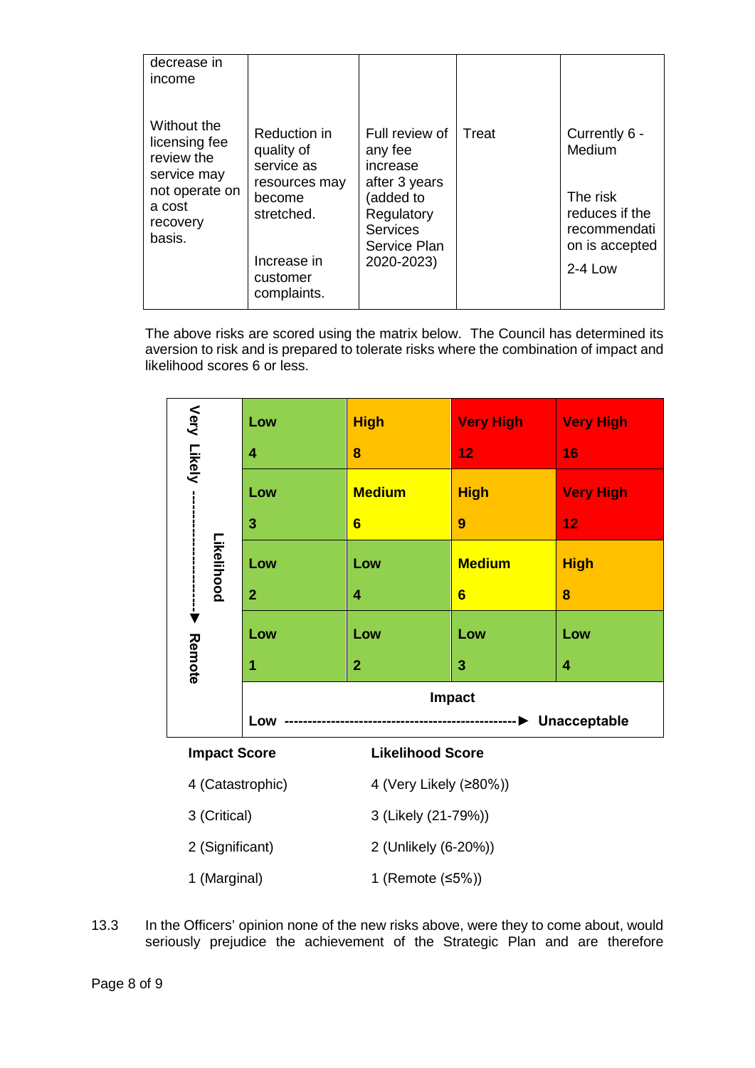| | | | | |
|---|---|---|---|---|
| decrease in income | | | | |
| Without the licensing fee review the service may not operate on a cost recovery basis. | Reduction in quality of service as resources may become stretched.<br><br>Increase in customer complaints. | Full review of any fee increase after 3 years (added to Regulatory Services Service Plan 2020-2023) | Treat | Currently 6 - Medium<br><br>The risk reduces if the recommendation is accepted<br><br>2-4 Low |

The above risks are scored using the matrix below. The Council has determined its aversion to risk and is prepared to tolerate risks where the combination of impact and likelihood scores 6 or less.

| Likelihood (Very Likely ↓ Remote) | | | | |
|---|---|---|---|---|
| | **Low 4** | **High 8** | **Very High 12** | **Very High 16** |
| | **Low 3** | **Medium 6** | **High 9** | **Very High 12** |
| | **Low 2** | **Low 4** | **Medium 6** | **High 8** |
| | **Low 1** | **Low 2** | **Low 3** | **Low 4** |
| | **Impact** — **Low** ----► **Unacceptable** | | | |

| **Impact Score** | **Likelihood Score** |
|---|---|
| 4 (Catastrophic) | 4 (Very Likely (≥80%)) |
| 3 (Critical) | 3 (Likely (21-79%)) |
| 2 (Significant) | 2 (Unlikely (6-20%)) |
| 1 (Marginal) | 1 (Remote (≤5%)) |

13.3 In the Officers' opinion none of the new risks above, were they to come about, would seriously prejudice the achievement of the Strategic Plan and are therefore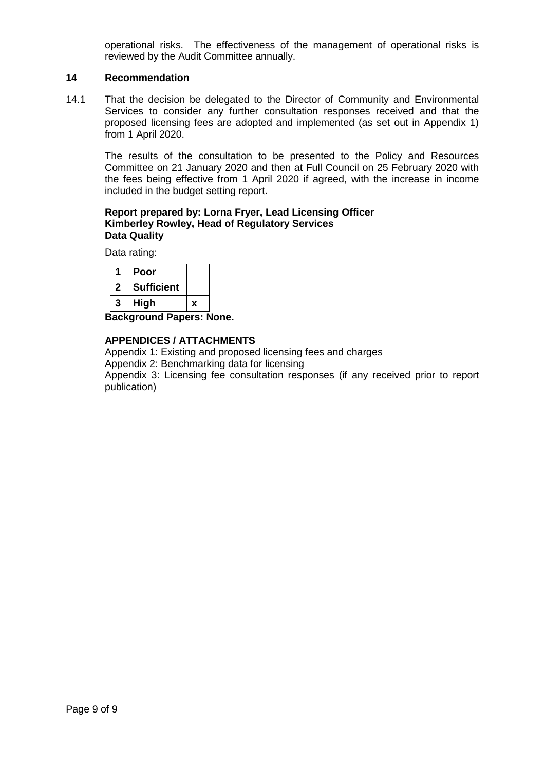operational risks. The effectiveness of the management of operational risks is reviewed by the Audit Committee annually.

## 14 Recommendation

14.1 That the decision be delegated to the Director of Community and Environmental Services to consider any further consultation responses received and that the proposed licensing fees are adopted and implemented (as set out in Appendix 1) from 1 April 2020.

The results of the consultation to be presented to the Policy and Resources Committee on 21 January 2020 and then at Full Council on 25 February 2020 with the fees being effective from 1 April 2020 if agreed, with the increase in income included in the budget setting report.

**Report prepared by: Lorna Fryer, Lead Licensing Officer**
**Kimberley Rowley, Head of Regulatory Services**
**Data Quality**

Data rating:

| | | |
|---|---|---|
| **1** | **Poor** | |
| **2** | **Sufficient** | |
| **3** | **High** | **x** |

**Background Papers: None.**

**APPENDICES / ATTACHMENTS**

Appendix 1: Existing and proposed licensing fees and charges
Appendix 2: Benchmarking data for licensing
Appendix 3: Licensing fee consultation responses (if any received prior to report publication)